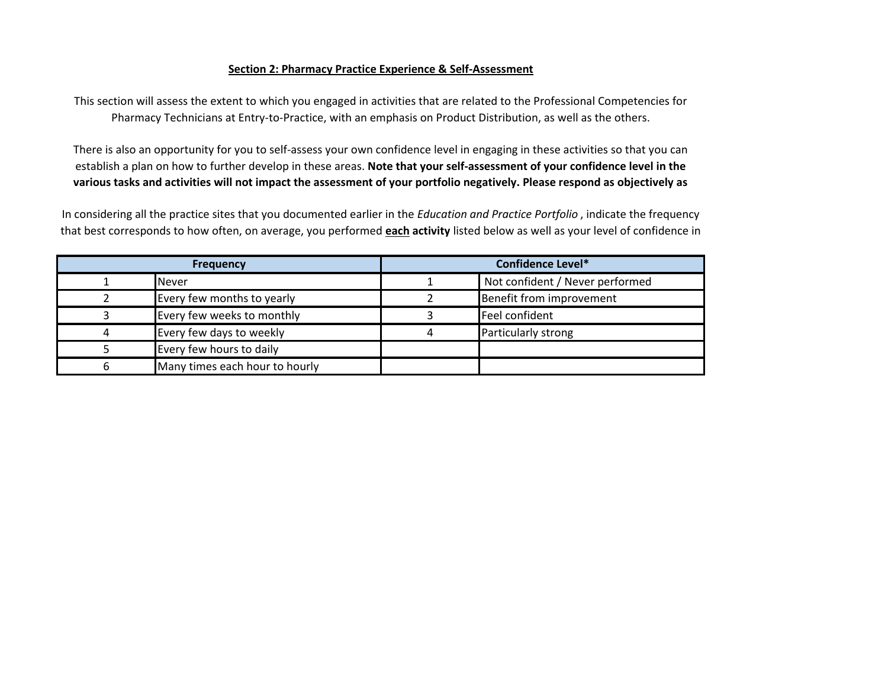## Section 2: Pharmacy Practice Experience & Self-Assessment

This section will assess the extent to which you engaged in activities that are related to the Professional Competencies for Pharmacy Technicians at Entry-to-Practice, with an emphasis on Product Distribution, as well as the others.

There is also an opportunity for you to self-assess your own confidence level in engaging in these activities so that you can establish a plan on how to further develop in these areas. **Note that your self-assessment of your confidence level in the various tasks and activities will not impact the assessment of your portfolio negatively. Please respond as objectively as**

In considering all the practice sites that you documented earlier in the *Education and Practice Portfolio* , indicate the frequency that best corresponds to how often, on average, you performed **each activity** listed below as well as your level of confidence in

| Frequency | | Confidence Level* | |
|---|---|---|---|
| 1 | Never | 1 | Not confident / Never performed |
| 2 | Every few months to yearly | 2 | Benefit from improvement |
| 3 | Every few weeks to monthly | 3 | Feel confident |
| 4 | Every few days to weekly | 4 | Particularly strong |
| 5 | Every few hours to daily | | |
| 6 | Many times each hour to hourly | | |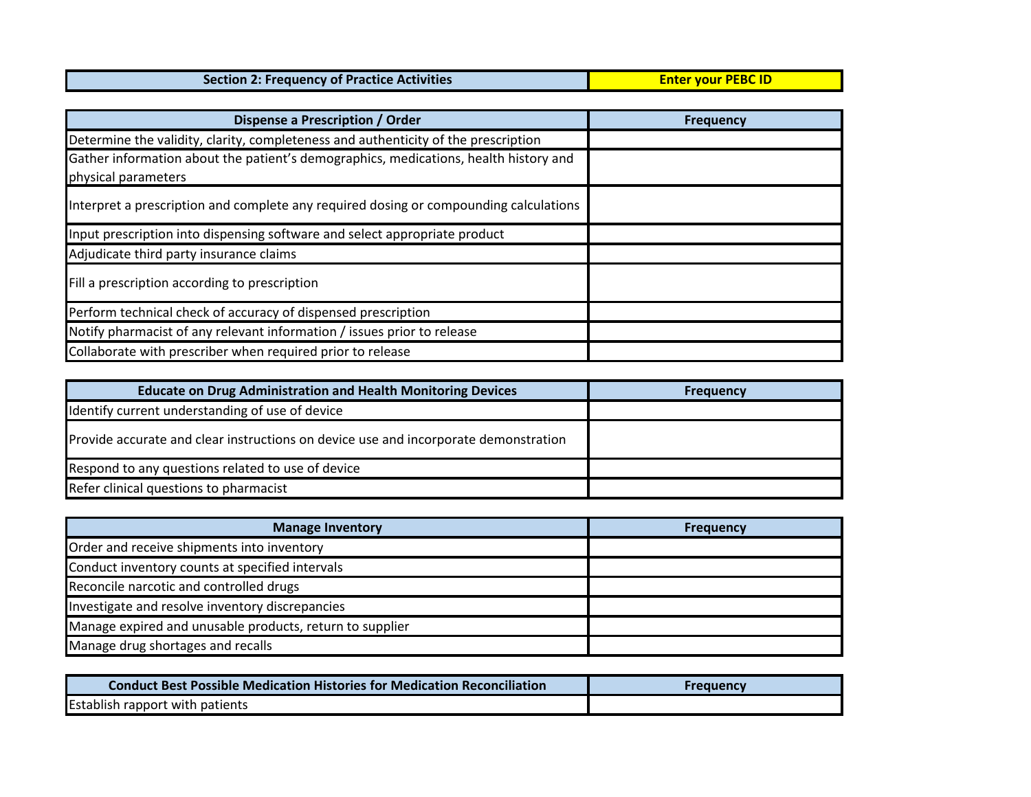| Section 2: Frequency of Practice Activities | Enter your PEBC ID |
|---|---|

| Dispense a Prescription / Order | Frequency |
|---|---|
| Determine the validity, clarity, completeness and authenticity of the prescription | |
| Gather information about the patient's demographics, medications, health history and physical parameters | |
| Interpret a prescription and complete any required dosing or compounding calculations | |
| Input prescription into dispensing software and select appropriate product | |
| Adjudicate third party insurance claims | |
| Fill a prescription according to prescription | |
| Perform technical check of accuracy of dispensed prescription | |
| Notify pharmacist of any relevant information / issues prior to release | |
| Collaborate with prescriber when required prior to release | |

| Educate on Drug Administration and Health Monitoring Devices | Frequency |
|---|---|
| Identify current understanding of use of device | |
| Provide accurate and clear instructions on device use and incorporate demonstration | |
| Respond to any questions related to use of device | |
| Refer clinical questions to pharmacist | |

| Manage Inventory | Frequency |
|---|---|
| Order and receive shipments into inventory | |
| Conduct inventory counts at specified intervals | |
| Reconcile narcotic and controlled drugs | |
| Investigate and resolve inventory discrepancies | |
| Manage expired and unusable products, return to supplier | |
| Manage drug shortages and recalls | |

| Conduct Best Possible Medication Histories for Medication Reconciliation | Frequency |
|---|---|
| Establish rapport with patients | |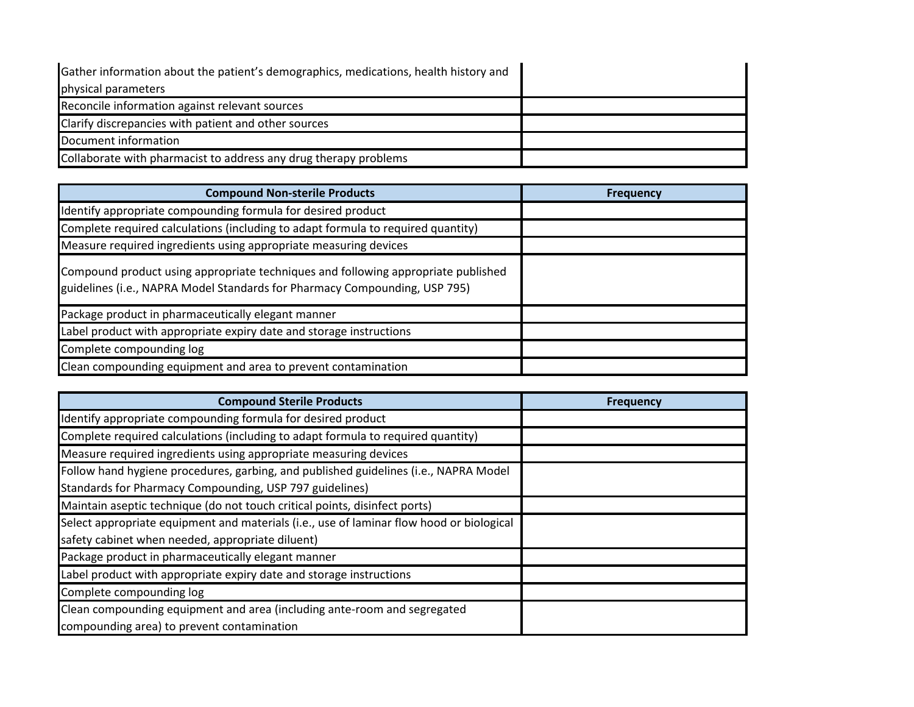| | |
|---|---|
| Gather information about the patient's demographics, medications, health history and physical parameters | |
| Reconcile information against relevant sources | |
| Clarify discrepancies with patient and other sources | |
| Document information | |
| Collaborate with pharmacist to address any drug therapy problems | |

| Compound Non-sterile Products | Frequency |
|---|---|
| Identify appropriate compounding formula for desired product | |
| Complete required calculations (including to adapt formula to required quantity) | |
| Measure required ingredients using appropriate measuring devices | |
| Compound product using appropriate techniques and following appropriate published guidelines (i.e., NAPRA Model Standards for Pharmacy Compounding, USP 795) | |
| Package product in pharmaceutically elegant manner | |
| Label product with appropriate expiry date and storage instructions | |
| Complete compounding log | |
| Clean compounding equipment and area to prevent contamination | |

| Compound Sterile Products | Frequency |
|---|---|
| Identify appropriate compounding formula for desired product | |
| Complete required calculations (including to adapt formula to required quantity) | |
| Measure required ingredients using appropriate measuring devices | |
| Follow hand hygiene procedures, garbing, and published guidelines (i.e., NAPRA Model Standards for Pharmacy Compounding, USP 797 guidelines) | |
| Maintain aseptic technique (do not touch critical points, disinfect ports) | |
| Select appropriate equipment and materials (i.e., use of laminar flow hood or biological safety cabinet when needed, appropriate diluent) | |
| Package product in pharmaceutically elegant manner | |
| Label product with appropriate expiry date and storage instructions | |
| Complete compounding log | |
| Clean compounding equipment and area (including ante-room and segregated compounding area) to prevent contamination | |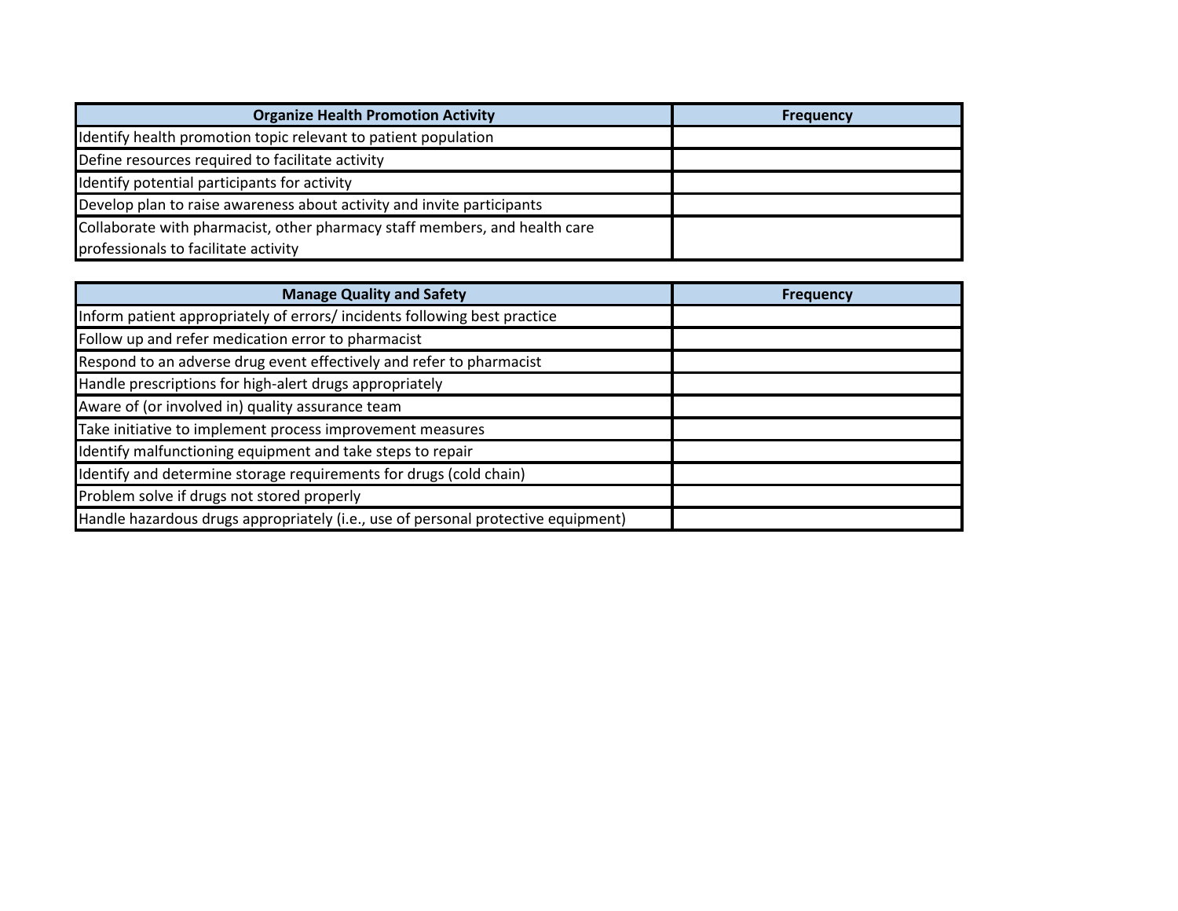| Organize Health Promotion Activity | Frequency |
|---|---|
| Identify health promotion topic relevant to patient population | |
| Define resources required to facilitate activity | |
| Identify potential participants for activity | |
| Develop plan to raise awareness about activity and invite participants | |
| Collaborate with pharmacist, other pharmacy staff members, and health care professionals to facilitate activity | |

| Manage Quality and Safety | Frequency |
|---|---|
| Inform patient appropriately of errors/ incidents following best practice | |
| Follow up and refer medication error to pharmacist | |
| Respond to an adverse drug event effectively and refer to pharmacist | |
| Handle prescriptions for high-alert drugs appropriately | |
| Aware of (or involved in) quality assurance team | |
| Take initiative to implement process improvement measures | |
| Identify malfunctioning equipment and take steps to repair | |
| Identify and determine storage requirements for drugs (cold chain) | |
| Problem solve if drugs not stored properly | |
| Handle hazardous drugs appropriately (i.e., use of personal protective equipment) | |